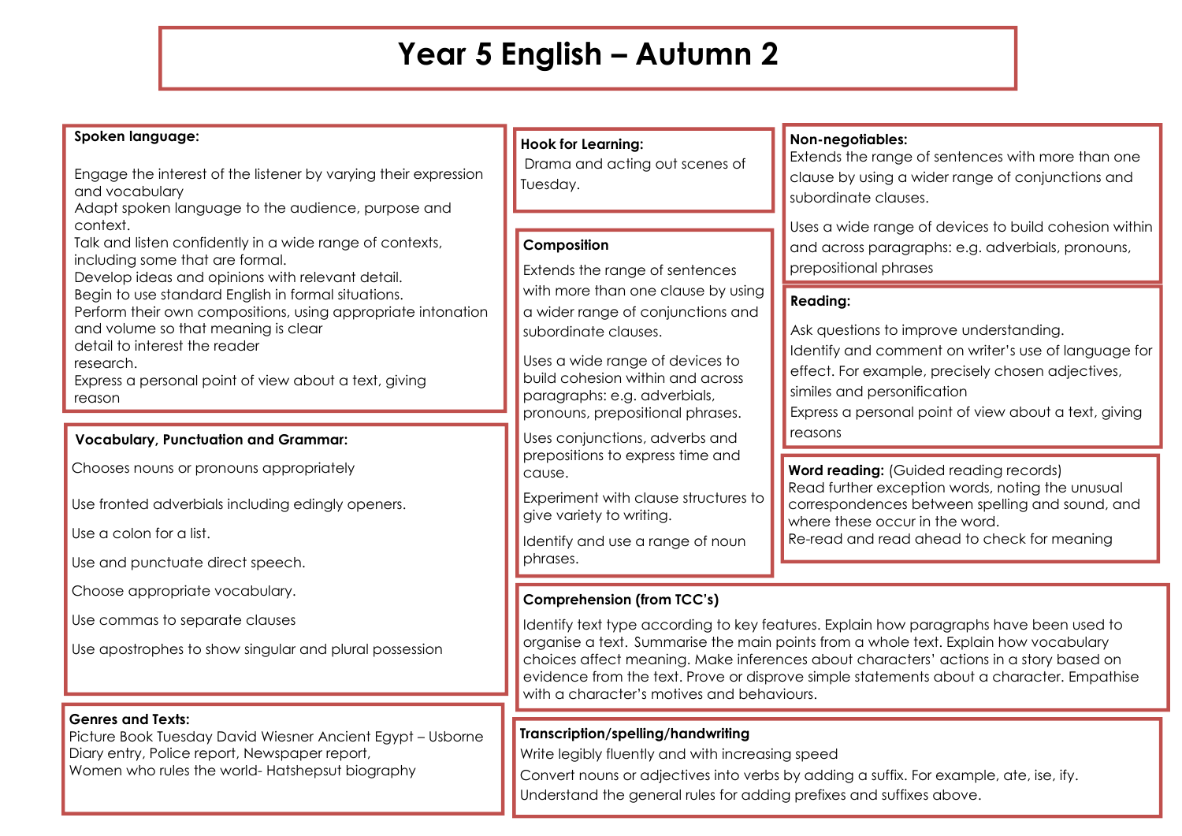# Year 5 English – Autumn 2

## Spoken language:

Engage the interest of the listener by varying their expression and vocabulary
Adapt spoken language to the audience, purpose and context.
Talk and listen confidently in a wide range of contexts, including some that are formal.
Develop ideas and opinions with relevant detail.
Begin to use standard English in formal situations.
Perform their own compositions, using appropriate intonation and volume so that meaning is clear
detail to interest the reader
research.
Express a personal point of view about a text, giving reason

## Vocabulary, Punctuation and Grammar:

Chooses nouns or pronouns appropriately

Use fronted adverbials including edingly openers.

Use a colon for a list.

Use and punctuate direct speech.

Choose appropriate vocabulary.

Use commas to separate clauses

Use apostrophes to show singular and plural possession

## Genres and Texts:

Picture Book Tuesday David Wiesner Ancient Egypt – Usborne
Diary entry, Police report, Newspaper report,
Women who rules the world- Hatshepsut biography

## Hook for Learning:

Drama and acting out scenes of Tuesday.

## Composition

Extends the range of sentences with more than one clause by using a wider range of conjunctions and subordinate clauses.

Uses a wide range of devices to build cohesion within and across paragraphs: e.g. adverbials, pronouns, prepositional phrases.

Uses conjunctions, adverbs and prepositions to express time and cause.

Experiment with clause structures to give variety to writing.

Identify and use a range of noun phrases.

## Non-negotiables:

Extends the range of sentences with more than one clause by using a wider range of conjunctions and subordinate clauses.

Uses a wide range of devices to build cohesion within and across paragraphs: e.g. adverbials, pronouns, prepositional phrases

## Reading:

Ask questions to improve understanding.
Identify and comment on writer's use of language for effect. For example, precisely chosen adjectives, similes and personification
Express a personal point of view about a text, giving reasons

## Word reading: (Guided reading records)

Read further exception words, noting the unusual correspondences between spelling and sound, and where these occur in the word.
Re-read and read ahead to check for meaning

## Comprehension (from TCC's)

Identify text type according to key features. Explain how paragraphs have been used to organise a text. Summarise the main points from a whole text. Explain how vocabulary choices affect meaning. Make inferences about characters' actions in a story based on evidence from the text. Prove or disprove simple statements about a character. Empathise with a character's motives and behaviours.

## Transcription/spelling/handwriting

Write legibly fluently and with increasing speed
Convert nouns or adjectives into verbs by adding a suffix. For example, ate, ise, ify.
Understand the general rules for adding prefixes and suffixes above.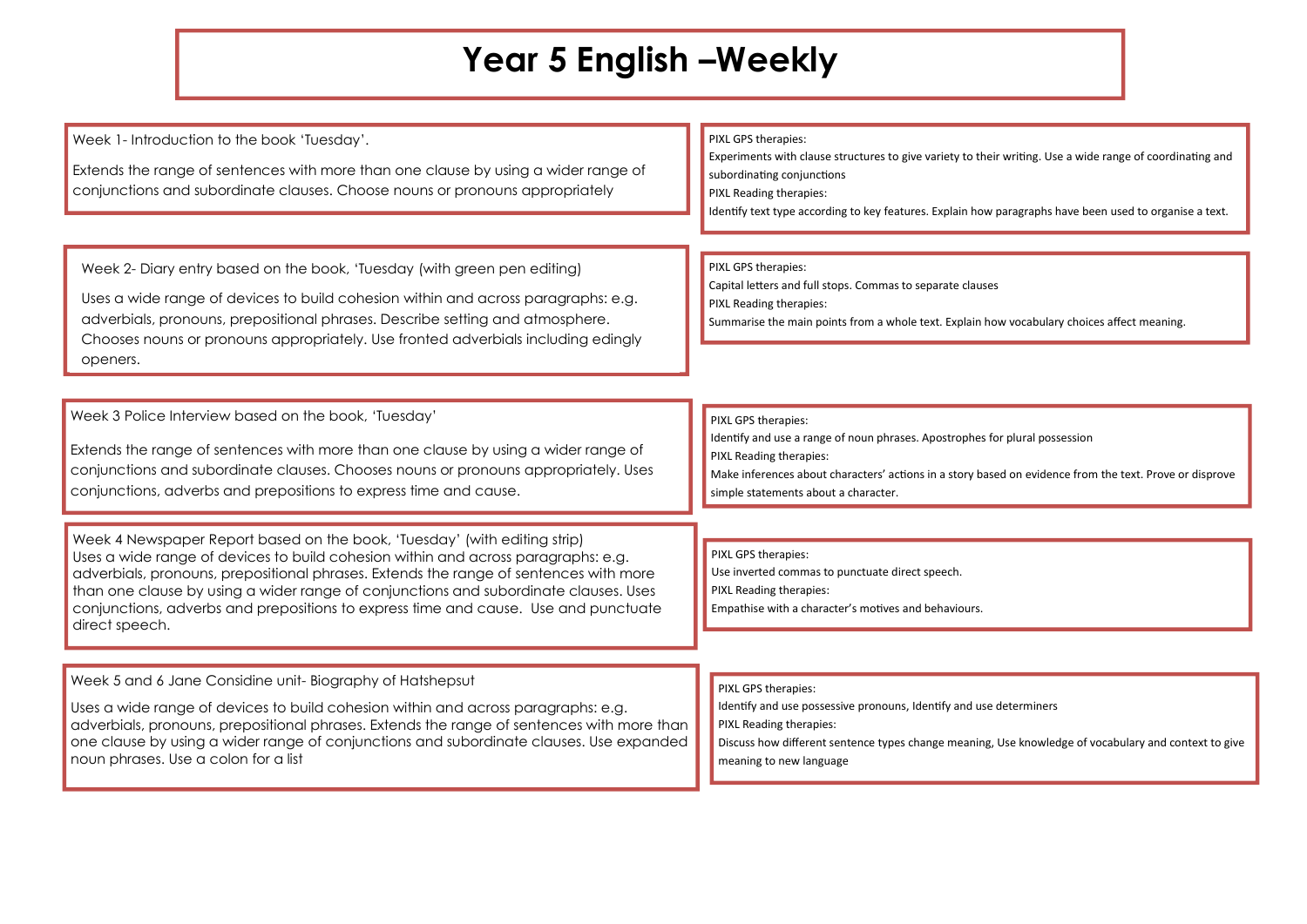# Year 5 English –Weekly

Week 1- Introduction to the book 'Tuesday'.

Extends the range of sentences with more than one clause by using a wider range of conjunctions and subordinate clauses. Choose nouns or pronouns appropriately

PIXL GPS therapies:
Experiments with clause structures to give variety to their writing. Use a wide range of coordinating and subordinating conjunctions
PIXL Reading therapies:
Identify text type according to key features. Explain how paragraphs have been used to organise a text.

Week 2- Diary entry based on the book, 'Tuesday (with green pen editing)

Uses a wide range of devices to build cohesion within and across paragraphs: e.g. adverbials, pronouns, prepositional phrases. Describe setting and atmosphere. Chooses nouns or pronouns appropriately. Use fronted adverbials including edingly openers.

PIXL GPS therapies:
Capital letters and full stops. Commas to separate clauses
PIXL Reading therapies:
Summarise the main points from a whole text. Explain how vocabulary choices affect meaning.

Week 3 Police Interview based on the book, 'Tuesday'

Extends the range of sentences with more than one clause by using a wider range of conjunctions and subordinate clauses. Chooses nouns or pronouns appropriately. Uses conjunctions, adverbs and prepositions to express time and cause.

PIXL GPS therapies:
Identify and use a range of noun phrases. Apostrophes for plural possession
PIXL Reading therapies:
Make inferences about characters' actions in a story based on evidence from the text. Prove or disprove simple statements about a character.

Week 4 Newspaper Report based on the book, 'Tuesday' (with editing strip)
Uses a wide range of devices to build cohesion within and across paragraphs: e.g. adverbials, pronouns, prepositional phrases. Extends the range of sentences with more than one clause by using a wider range of conjunctions and subordinate clauses. Uses conjunctions, adverbs and prepositions to express time and cause. Use and punctuate direct speech.

PIXL GPS therapies:
Use inverted commas to punctuate direct speech.
PIXL Reading therapies:
Empathise with a character's motives and behaviours.

Week 5 and 6 Jane Considine unit- Biography of Hatshepsut

Uses a wide range of devices to build cohesion within and across paragraphs: e.g. adverbials, pronouns, prepositional phrases. Extends the range of sentences with more than one clause by using a wider range of conjunctions and subordinate clauses. Use expanded noun phrases. Use a colon for a list

PIXL GPS therapies:
Identify and use possessive pronouns, Identify and use determiners
PIXL Reading therapies:
Discuss how different sentence types change meaning, Use knowledge of vocabulary and context to give meaning to new language